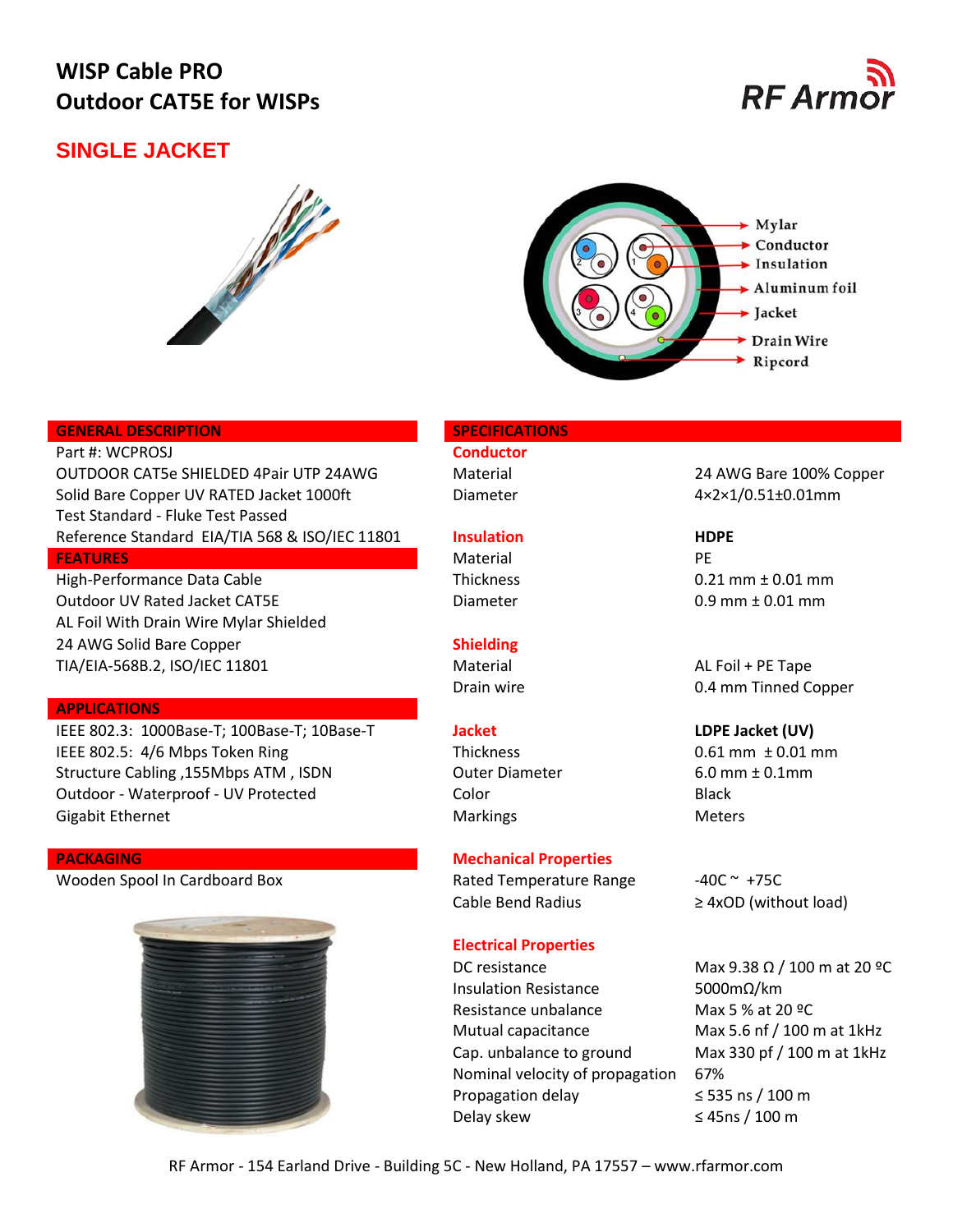# WISP Cable PRO
# Outdoor CAT5E for WISPs

## SINGLE JACKET

Mylar
Conductor
Insulation
Aluminum foil
Jacket
Drain Wire
Ripcord

## GENERAL DESCRIPTION

Part #: WCPROSJ
OUTDOOR CAT5e SHIELDED 4Pair UTP 24AWG Solid Bare Copper UV RATED Jacket 1000ft
Test Standard - Fluke Test Passed
Reference Standard EIA/TIA 568 & ISO/IEC 11801

## FEATURES

High-Performance Data Cable
Outdoor UV Rated Jacket CAT5E
AL Foil With Drain Wire Mylar Shielded
24 AWG Solid Bare Copper
TIA/EIA-568B.2, ISO/IEC 11801

## APPLICATIONS

IEEE 802.3: 1000Base-T; 100Base-T; 10Base-T
IEEE 802.5: 4/6 Mbps Token Ring
Structure Cabling ,155Mbps ATM , ISDN
Outdoor - Waterproof - UV Protected
Gigabit Ethernet

## PACKAGING

Wooden Spool In Cardboard Box

## SPECIFICATIONS

### Conductor

| | |
|---|---|
| Material | 24 AWG Bare 100% Copper |
| Diameter | 4×2×1/0.51±0.01mm |

### Insulation

| | **HDPE** |
|---|---|
| Material | PE |
| Thickness | 0.21 mm ± 0.01 mm |
| Diameter | 0.9 mm ± 0.01 mm |

### Shielding

| | |
|---|---|
| Material | AL Foil + PE Tape |
| Drain wire | 0.4 mm Tinned Copper |

### Jacket

| | **LDPE Jacket (UV)** |
|---|---|
| Thickness | 0.61 mm ± 0.01 mm |
| Outer Diameter | 6.0 mm ± 0.1mm |
| Color | Black |
| Markings | Meters |

### Mechanical Properties

| | |
|---|---|
| Rated Temperature Range | -40C ~ +75C |
| Cable Bend Radius | ≥ 4xOD (without load) |

### Electrical Properties

| | |
|---|---|
| DC resistance | Max 9.38 Ω / 100 m at 20 ºC |
| Insulation Resistance | 5000mΩ/km |
| Resistance unbalance | Max 5 % at 20 ºC |
| Mutual capacitance | Max 5.6 nf / 100 m at 1kHz |
| Cap. unbalance to ground | Max 330 pf / 100 m at 1kHz |
| Nominal velocity of propagation | 67% |
| Propagation delay | ≤ 535 ns / 100 m |
| Delay skew | ≤ 45ns / 100 m |

RF Armor - 154 Earland Drive - Building 5C - New Holland, PA 17557 – www.rfarmor.com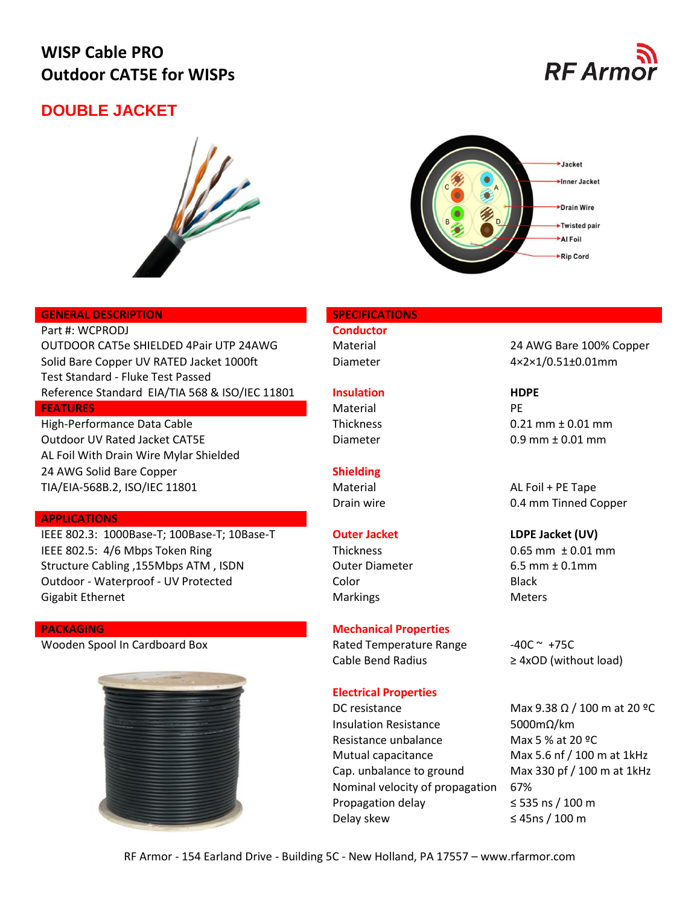# WISP Cable PRO
# Outdoor CAT5E for WISPs

RF Armor

## DOUBLE JACKET

Jacket
Inner Jacket
Drain Wire
Twisted pair
Al Foil
Rip Cord

### GENERAL DESCRIPTION

Part #: WCPRODJ
OUTDOOR CAT5e SHIELDED 4Pair UTP 24AWG Solid Bare Copper UV RATED Jacket 1000ft
Test Standard - Fluke Test Passed
Reference Standard EIA/TIA 568 & ISO/IEC 11801

### FEATURES

High-Performance Data Cable
Outdoor UV Rated Jacket CAT5E
AL Foil With Drain Wire Mylar Shielded
24 AWG Solid Bare Copper
TIA/EIA-568B.2, ISO/IEC 11801

### APPLICATIONS

IEEE 802.3: 1000Base-T; 100Base-T; 10Base-T
IEEE 802.5: 4/6 Mbps Token Ring
Structure Cabling ,155Mbps ATM , ISDN
Outdoor - Waterproof - UV Protected
Gigabit Ethernet

### PACKAGING

Wooden Spool In Cardboard Box

### SPECIFICATIONS

| | |
|---|---|
| **Conductor** | |
| Material | 24 AWG Bare 100% Copper |
| Diameter | 4×2×1/0.51±0.01mm |
| **Insulation** | **HDPE** |
| Material | PE |
| Thickness | 0.21 mm ± 0.01 mm |
| Diameter | 0.9 mm ± 0.01 mm |
| **Shielding** | |
| Material | AL Foil + PE Tape |
| Drain wire | 0.4 mm Tinned Copper |
| **Outer Jacket** | **LDPE Jacket (UV)** |
| Thickness | 0.65 mm ± 0.01 mm |
| Outer Diameter | 6.5 mm ± 0.1mm |
| Color | Black |
| Markings | Meters |
| **Mechanical Properties** | |
| Rated Temperature Range | -40C ~ +75C |
| Cable Bend Radius | ≥ 4xOD (without load) |
| **Electrical Properties** | |
| DC resistance | Max 9.38 Ω / 100 m at 20 ºC |
| Insulation Resistance | 5000mΩ/km |
| Resistance unbalance | Max 5 % at 20 ºC |
| Mutual capacitance | Max 5.6 nf / 100 m at 1kHz |
| Cap. unbalance to ground | Max 330 pf / 100 m at 1kHz |
| Nominal velocity of propagation | 67% |
| Propagation delay | ≤ 535 ns / 100 m |
| Delay skew | ≤ 45ns / 100 m |

RF Armor - 154 Earland Drive - Building 5C - New Holland, PA 17557 – www.rfarmor.com